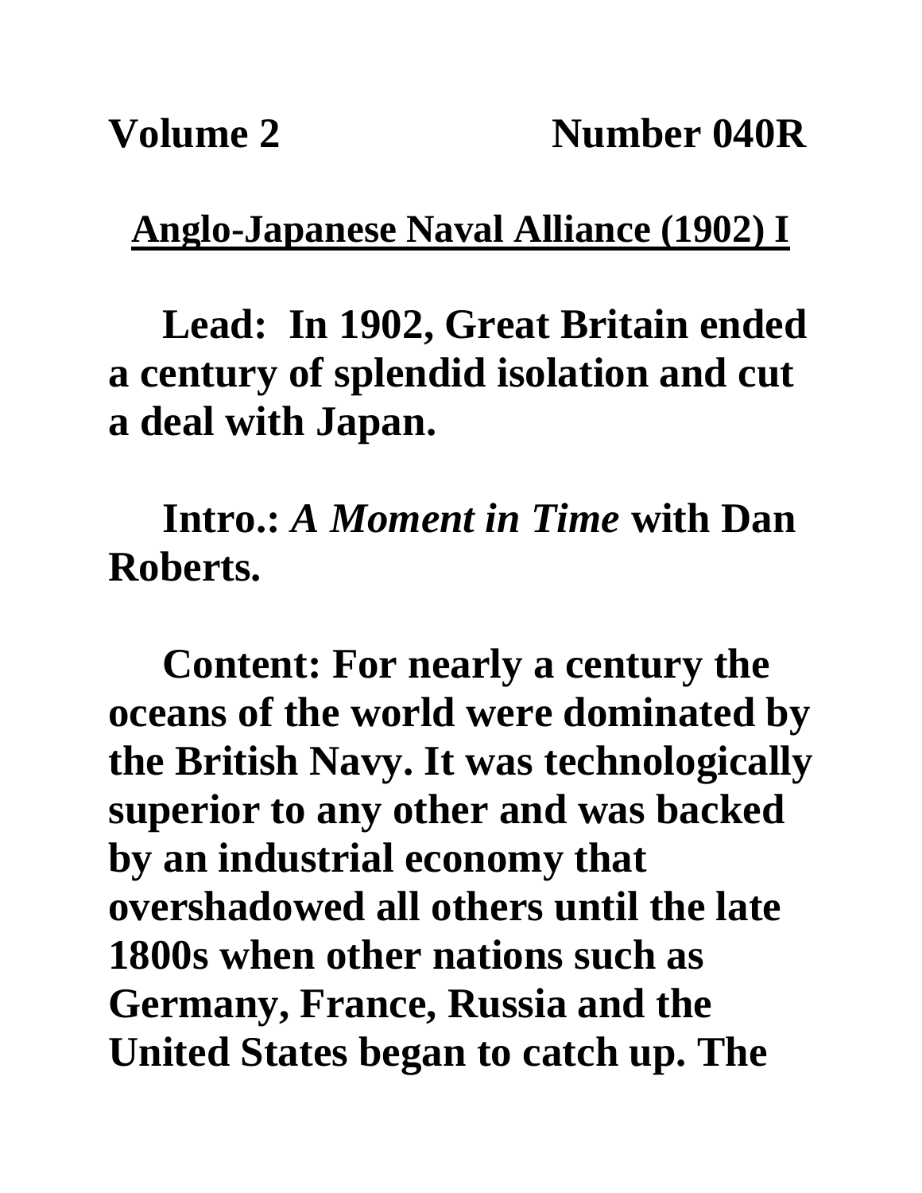**Volume 2 Number 040R**

## Anglo-Japanese Naval Alliance (1902) I

**Lead: In 1902, Great Britain ended a century of splendid isolation and cut a deal with Japan.**

**Intro.:** ***A Moment in Time*** **with Dan Roberts.**

**Content: For nearly a century the oceans of the world were dominated by the British Navy. It was technologically superior to any other and was backed by an industrial economy that overshadowed all others until the late 1800s when other nations such as Germany, France, Russia and the United States began to catch up. The**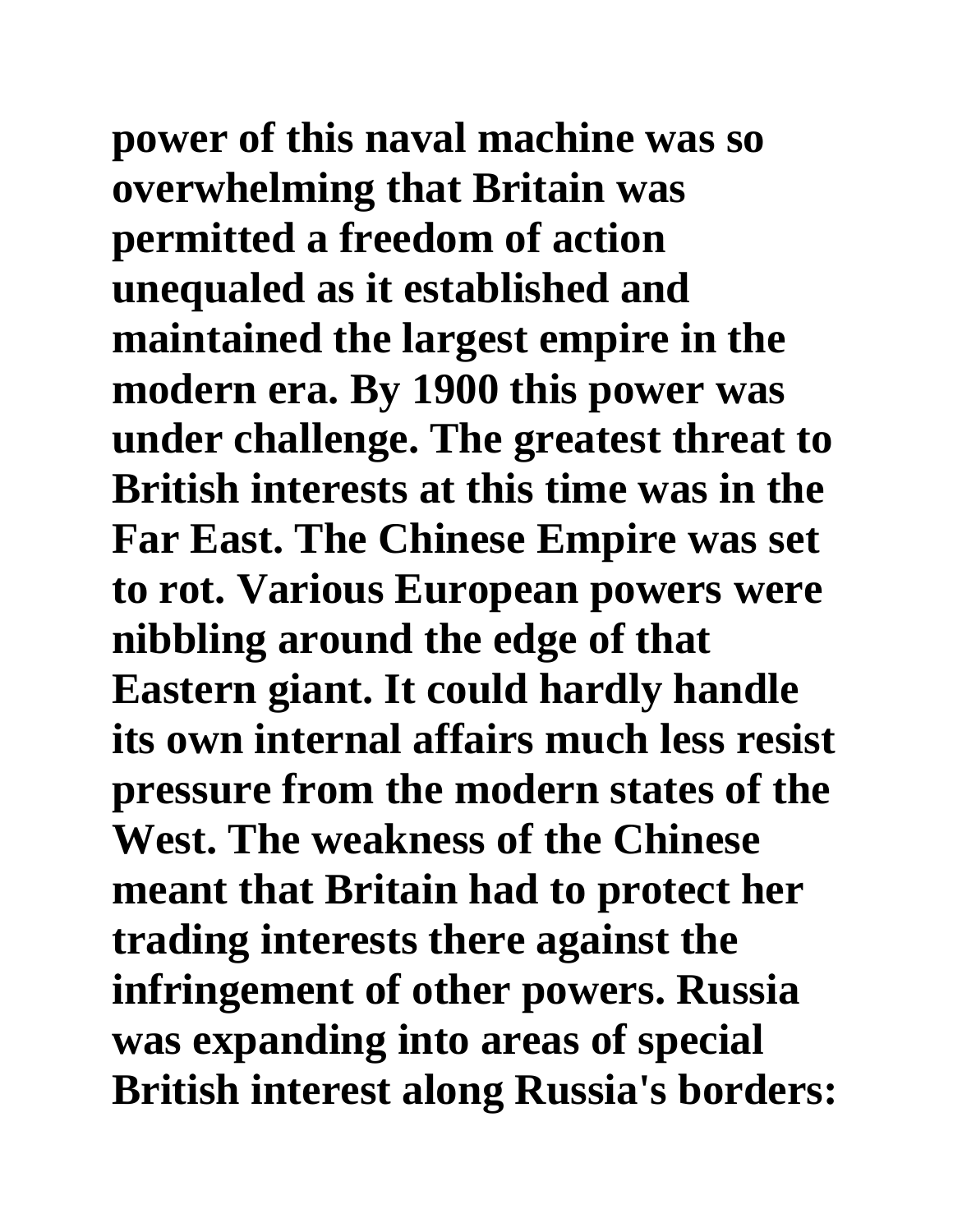power of this naval machine was so overwhelming that Britain was permitted a freedom of action unequaled as it established and maintained the largest empire in the modern era. By 1900 this power was under challenge. The greatest threat to British interests at this time was in the Far East. The Chinese Empire was set to rot. Various European powers were nibbling around the edge of that Eastern giant. It could hardly handle its own internal affairs much less resist pressure from the modern states of the West. The weakness of the Chinese meant that Britain had to protect her trading interests there against the infringement of other powers. Russia was expanding into areas of special British interest along Russia's borders: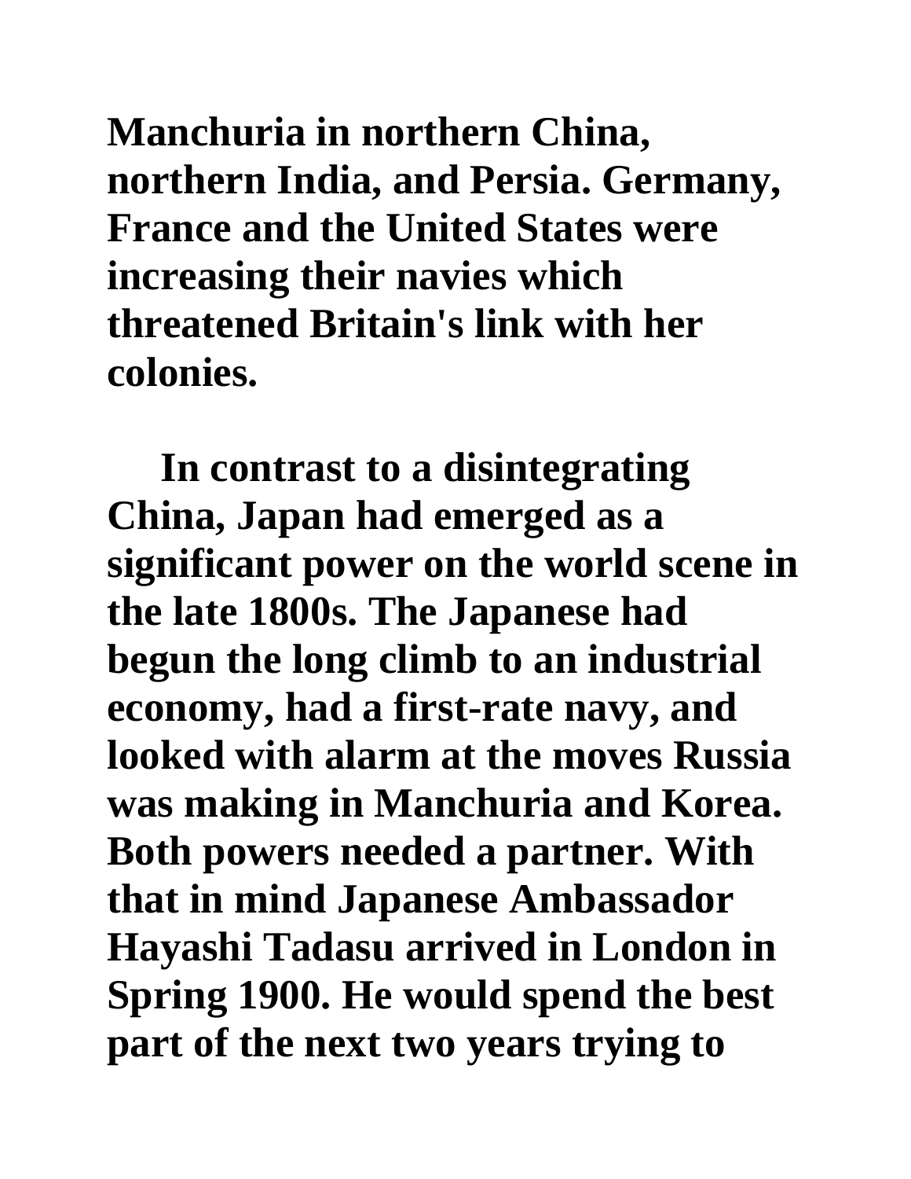**Manchuria in northern China, northern India, and Persia. Germany, France and the United States were increasing their navies which threatened Britain's link with her colonies.**

**In contrast to a disintegrating China, Japan had emerged as a significant power on the world scene in the late 1800s. The Japanese had begun the long climb to an industrial economy, had a first-rate navy, and looked with alarm at the moves Russia was making in Manchuria and Korea. Both powers needed a partner. With that in mind Japanese Ambassador Hayashi Tadasu arrived in London in Spring 1900. He would spend the best part of the next two years trying to**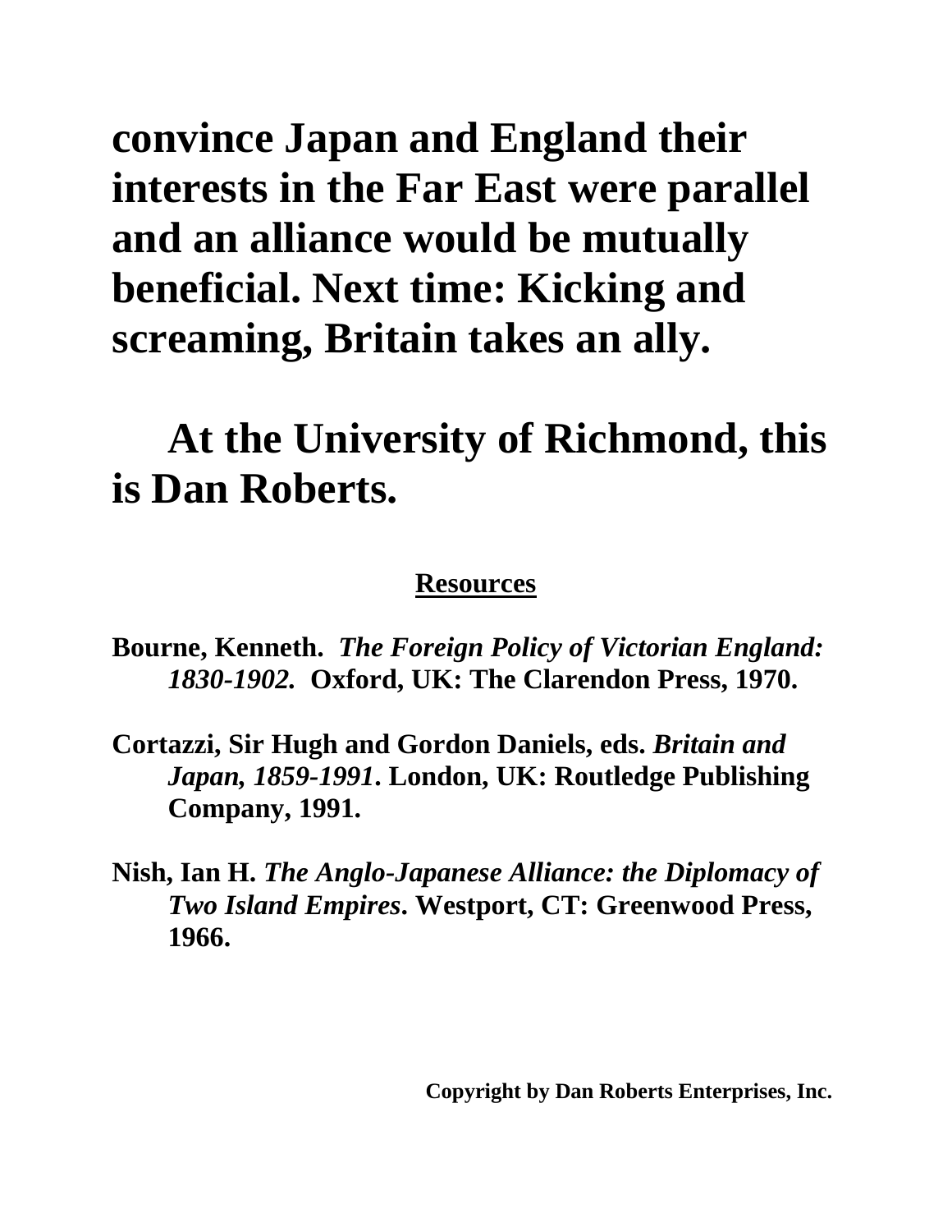**convince Japan and England their interests in the Far East were parallel and an alliance would be mutually beneficial. Next time: Kicking and screaming, Britain takes an ally.**

**At the University of Richmond, this is Dan Roberts.**

## Resources

**Bourne, Kenneth.** ***The Foreign Policy of Victorian England: 1830-1902.*** **Oxford, UK: The Clarendon Press, 1970.**

**Cortazzi, Sir Hugh and Gordon Daniels, eds.** ***Britain and Japan, 1859-1991*****. London, UK: Routledge Publishing Company, 1991.**

**Nish, Ian H.** ***The Anglo-Japanese Alliance: the Diplomacy of Two Island Empires*****. Westport, CT: Greenwood Press, 1966.**

**Copyright by Dan Roberts Enterprises, Inc.**